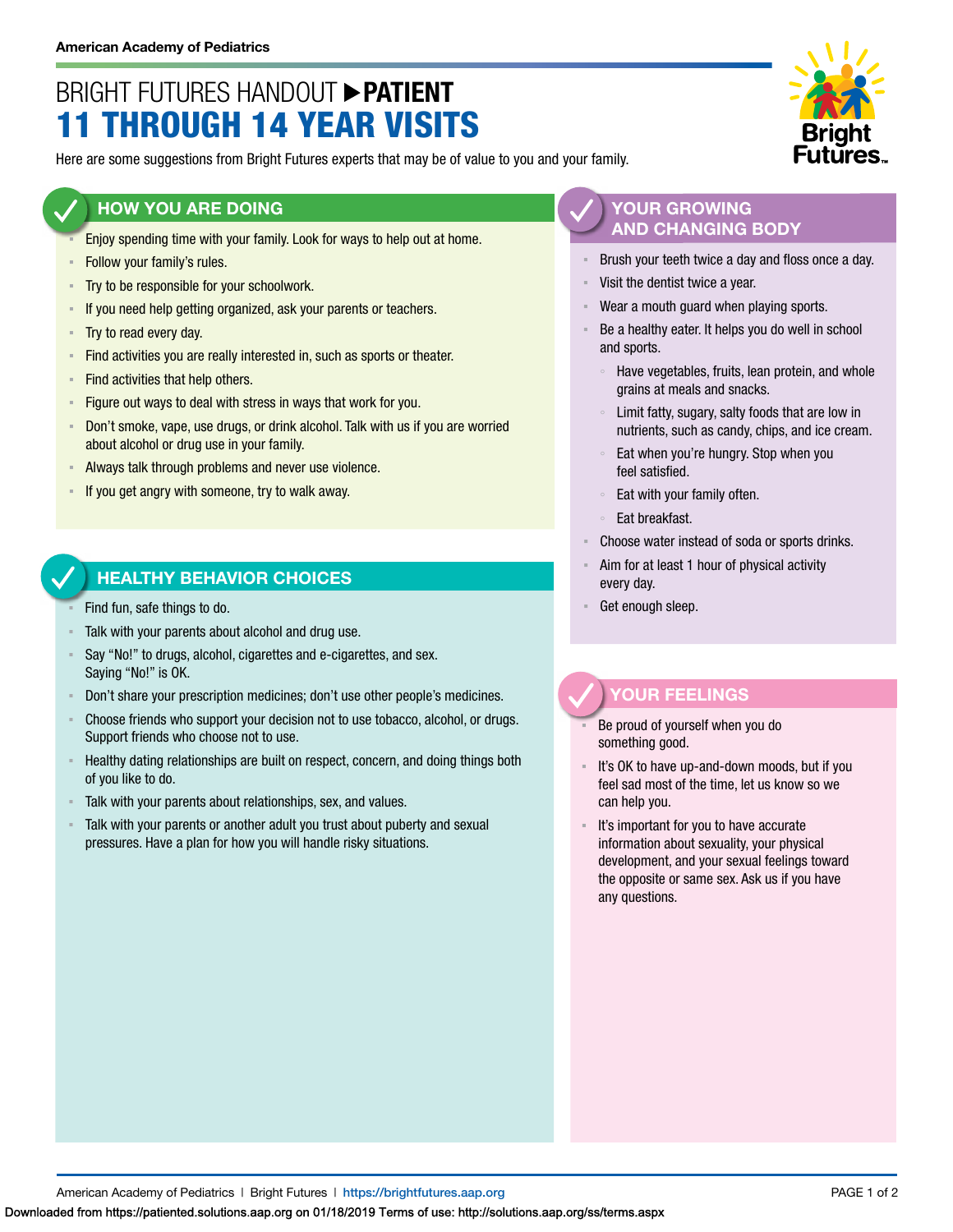American Academy of Pediatrics

# BRIGHT FUTURES HANDOUT ▶ PATIENT
# 11 THROUGH 14 YEAR VISITS

Here are some suggestions from Bright Futures experts that may be of value to you and your family.

## HOW YOU ARE DOING

- Enjoy spending time with your family. Look for ways to help out at home.
- Follow your family's rules.
- Try to be responsible for your schoolwork.
- If you need help getting organized, ask your parents or teachers.
- Try to read every day.
- Find activities you are really interested in, such as sports or theater.
- Find activities that help others.
- Figure out ways to deal with stress in ways that work for you.
- Don't smoke, vape, use drugs, or drink alcohol. Talk with us if you are worried about alcohol or drug use in your family.
- Always talk through problems and never use violence.
- If you get angry with someone, try to walk away.

## HEALTHY BEHAVIOR CHOICES

- Find fun, safe things to do.
- Talk with your parents about alcohol and drug use.
- Say "No!" to drugs, alcohol, cigarettes and e-cigarettes, and sex. Saying "No!" is OK.
- Don't share your prescription medicines; don't use other people's medicines.
- Choose friends who support your decision not to use tobacco, alcohol, or drugs. Support friends who choose not to use.
- Healthy dating relationships are built on respect, concern, and doing things both of you like to do.
- Talk with your parents about relationships, sex, and values.
- Talk with your parents or another adult you trust about puberty and sexual pressures. Have a plan for how you will handle risky situations.

## YOUR GROWING AND CHANGING BODY

- Brush your teeth twice a day and floss once a day.
- Visit the dentist twice a year.
- Wear a mouth guard when playing sports.
- Be a healthy eater. It helps you do well in school and sports.
  - Have vegetables, fruits, lean protein, and whole grains at meals and snacks.
  - Limit fatty, sugary, salty foods that are low in nutrients, such as candy, chips, and ice cream.
  - Eat when you're hungry. Stop when you feel satisfied.
  - Eat with your family often.
  - Eat breakfast.
- Choose water instead of soda or sports drinks.
- Aim for at least 1 hour of physical activity every day.
- Get enough sleep.

## YOUR FEELINGS

- Be proud of yourself when you do something good.
- It's OK to have up-and-down moods, but if you feel sad most of the time, let us know so we can help you.
- It's important for you to have accurate information about sexuality, your physical development, and your sexual feelings toward the opposite or same sex. Ask us if you have any questions.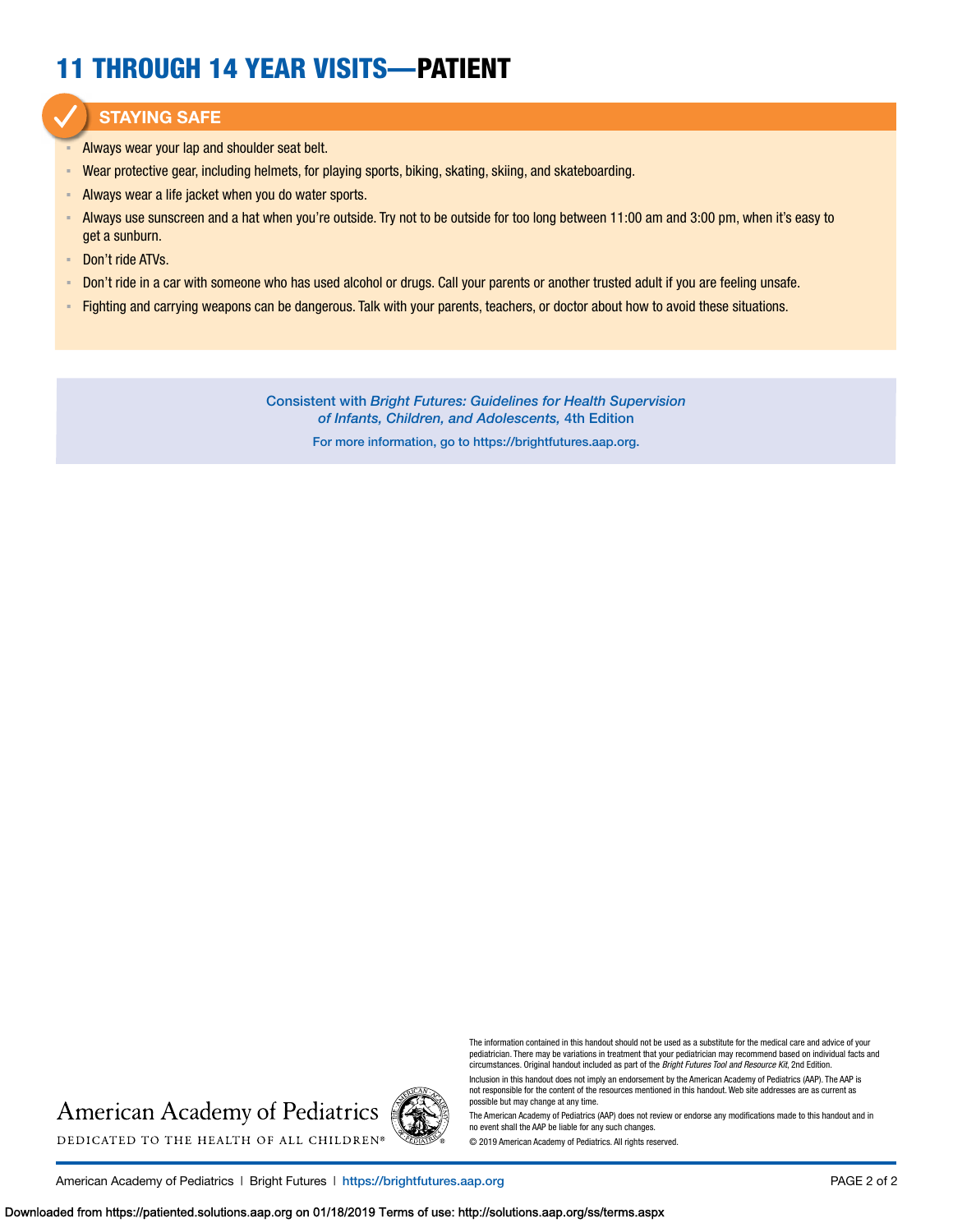# 11 THROUGH 14 YEAR VISITS—PATIENT

## STAYING SAFE

- Always wear your lap and shoulder seat belt.
- Wear protective gear, including helmets, for playing sports, biking, skating, skiing, and skateboarding.
- Always wear a life jacket when you do water sports.
- Always use sunscreen and a hat when you're outside. Try not to be outside for too long between 11:00 am and 3:00 pm, when it's easy to get a sunburn.
- Don't ride ATVs.
- Don't ride in a car with someone who has used alcohol or drugs. Call your parents or another trusted adult if you are feeling unsafe.
- Fighting and carrying weapons can be dangerous. Talk with your parents, teachers, or doctor about how to avoid these situations.

Consistent with *Bright Futures: Guidelines for Health Supervision of Infants, Children, and Adolescents,* 4th Edition

For more information, go to https://brightfutures.aap.org.

American Academy of Pediatrics

DEDICATED TO THE HEALTH OF ALL CHILDREN®

The information contained in this handout should not be used as a substitute for the medical care and advice of your pediatrician. There may be variations in treatment that your pediatrician may recommend based on individual facts and circumstances. Original handout included as part of the *Bright Futures Tool and Resource Kit,* 2nd Edition.

Inclusion in this handout does not imply an endorsement by the American Academy of Pediatrics (AAP). The AAP is not responsible for the content of the resources mentioned in this handout. Web site addresses are as current as possible but may change at any time.

The American Academy of Pediatrics (AAP) does not review or endorse any modifications made to this handout and in no event shall the AAP be liable for any such changes.

© 2019 American Academy of Pediatrics. All rights reserved.